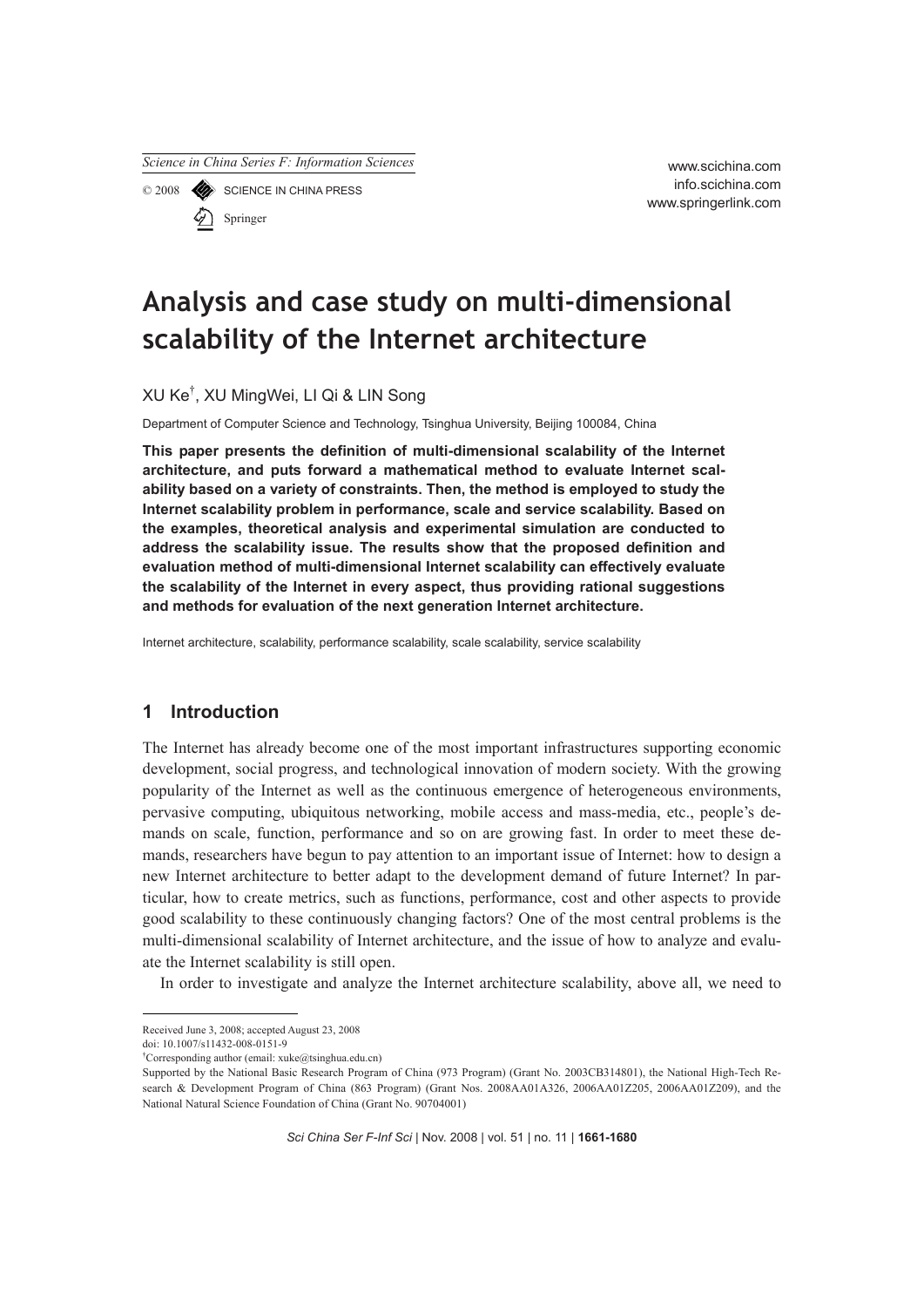# Analysis and case study on multi-dimensional scalability of the Internet architecture

XU Ke[†], XU MingWei, LI Qi & LIN Song

Department of Computer Science and Technology, Tsinghua University, Beijing 100084, China

**This paper presents the definition of multi-dimensional scalability of the Internet architecture, and puts forward a mathematical method to evaluate Internet scalability based on a variety of constraints. Then, the method is employed to study the Internet scalability problem in performance, scale and service scalability. Based on the examples, theoretical analysis and experimental simulation are conducted to address the scalability issue. The results show that the proposed definition and evaluation method of multi-dimensional Internet scalability can effectively evaluate the scalability of the Internet in every aspect, thus providing rational suggestions and methods for evaluation of the next generation Internet architecture.**

Internet architecture, scalability, performance scalability, scale scalability, service scalability

## 1 Introduction

The Internet has already become one of the most important infrastructures supporting economic development, social progress, and technological innovation of modern society. With the growing popularity of the Internet as well as the continuous emergence of heterogeneous environments, pervasive computing, ubiquitous networking, mobile access and mass-media, etc., people's demands on scale, function, performance and so on are growing fast. In order to meet these demands, researchers have begun to pay attention to an important issue of Internet: how to design a new Internet architecture to better adapt to the development demand of future Internet? In particular, how to create metrics, such as functions, performance, cost and other aspects to provide good scalability to these continuously changing factors? One of the most central problems is the multi-dimensional scalability of Internet architecture, and the issue of how to analyze and evaluate the Internet scalability is still open.

In order to investigate and analyze the Internet architecture scalability, above all, we need to

---

Received June 3, 2008; accepted August 23, 2008

doi: 10.1007/s11432-008-0151-9

[†]Corresponding author (email: xuke@tsinghua.edu.cn)

Supported by the National Basic Research Program of China (973 Program) (Grant No. 2003CB314801), the National High-Tech Research & Development Program of China (863 Program) (Grant Nos. 2008AA01A326, 2006AA01Z205, 2006AA01Z209), and the National Natural Science Foundation of China (Grant No. 90704001)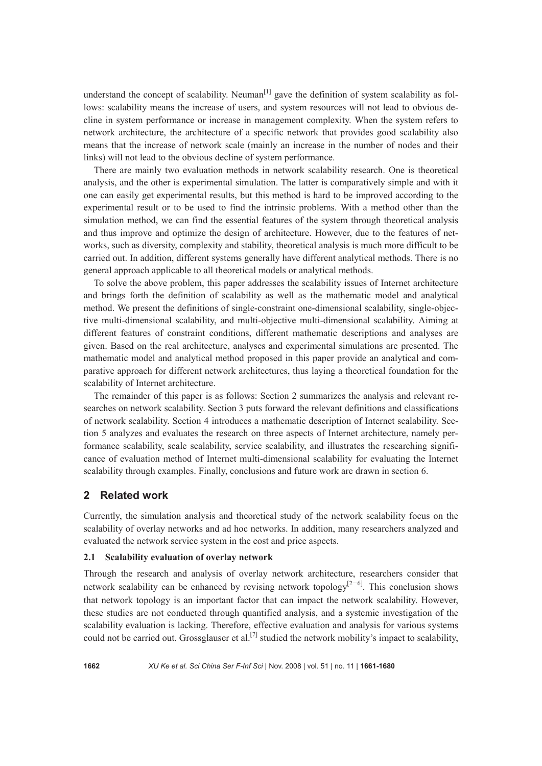understand the concept of scalability. Neuman[1] gave the definition of system scalability as follows: scalability means the increase of users, and system resources will not lead to obvious decline in system performance or increase in management complexity. When the system refers to network architecture, the architecture of a specific network that provides good scalability also means that the increase of network scale (mainly an increase in the number of nodes and their links) will not lead to the obvious decline of system performance.

There are mainly two evaluation methods in network scalability research. One is theoretical analysis, and the other is experimental simulation. The latter is comparatively simple and with it one can easily get experimental results, but this method is hard to be improved according to the experimental result or to be used to find the intrinsic problems. With a method other than the simulation method, we can find the essential features of the system through theoretical analysis and thus improve and optimize the design of architecture. However, due to the features of networks, such as diversity, complexity and stability, theoretical analysis is much more difficult to be carried out. In addition, different systems generally have different analytical methods. There is no general approach applicable to all theoretical models or analytical methods.

To solve the above problem, this paper addresses the scalability issues of Internet architecture and brings forth the definition of scalability as well as the mathematic model and analytical method. We present the definitions of single-constraint one-dimensional scalability, single-objective multi-dimensional scalability, and multi-objective multi-dimensional scalability. Aiming at different features of constraint conditions, different mathematic descriptions and analyses are given. Based on the real architecture, analyses and experimental simulations are presented. The mathematic model and analytical method proposed in this paper provide an analytical and comparative approach for different network architectures, thus laying a theoretical foundation for the scalability of Internet architecture.

The remainder of this paper is as follows: Section 2 summarizes the analysis and relevant researches on network scalability. Section 3 puts forward the relevant definitions and classifications of network scalability. Section 4 introduces a mathematic description of Internet scalability. Section 5 analyzes and evaluates the research on three aspects of Internet architecture, namely performance scalability, scale scalability, service scalability, and illustrates the researching significance of evaluation method of Internet multi-dimensional scalability for evaluating the Internet scalability through examples. Finally, conclusions and future work are drawn in section 6.

## 2 Related work

Currently, the simulation analysis and theoretical study of the network scalability focus on the scalability of overlay networks and ad hoc networks. In addition, many researchers analyzed and evaluated the network service system in the cost and price aspects.

### 2.1 Scalability evaluation of overlay network

Through the research and analysis of overlay network architecture, researchers consider that network scalability can be enhanced by revising network topology[2−6]. This conclusion shows that network topology is an important factor that can impact the network scalability. However, these studies are not conducted through quantified analysis, and a systemic investigation of the scalability evaluation is lacking. Therefore, effective evaluation and analysis for various systems could not be carried out. Grossglauser et al.[7] studied the network mobility's impact to scalability,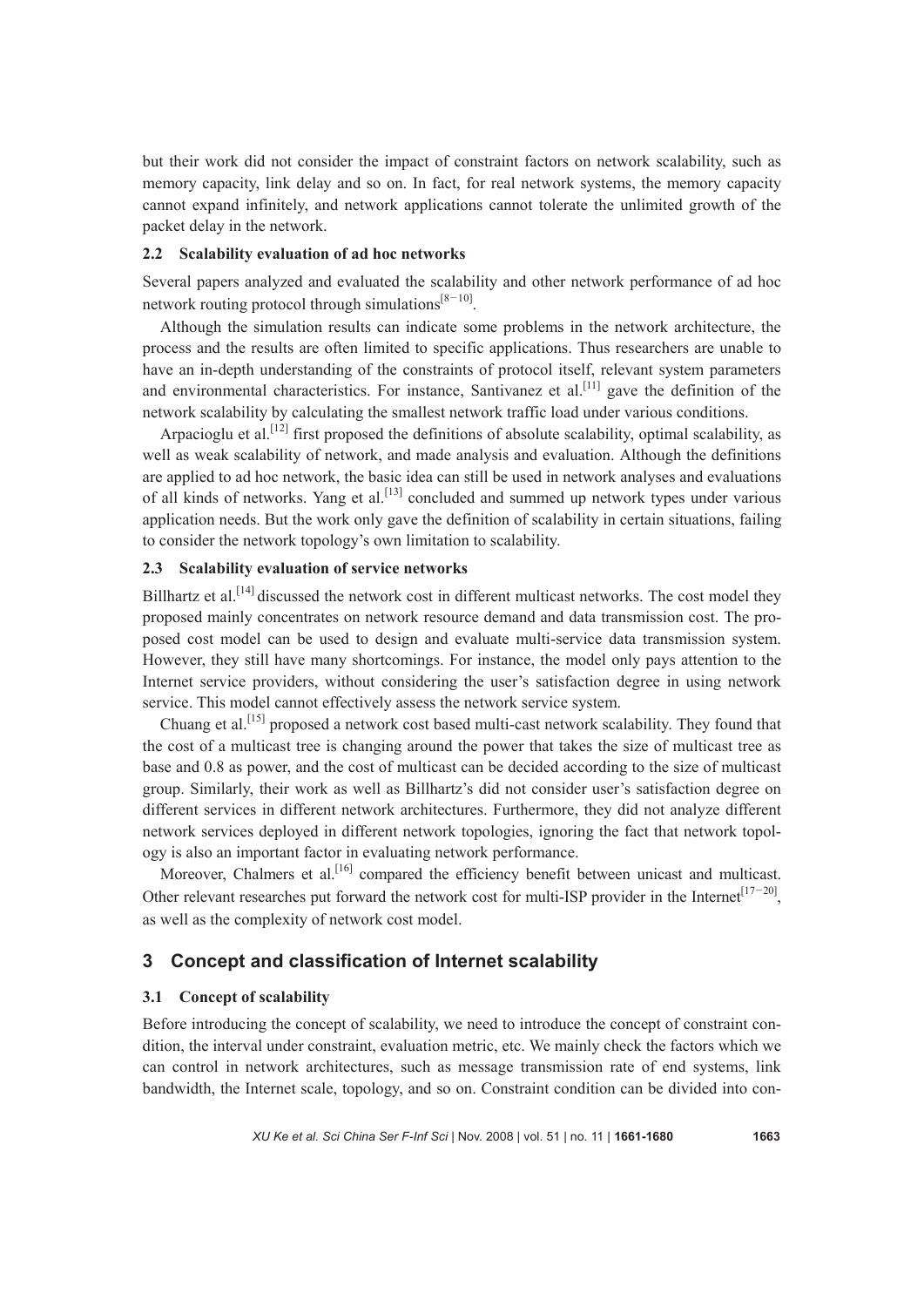but their work did not consider the impact of constraint factors on network scalability, such as memory capacity, link delay and so on. In fact, for real network systems, the memory capacity cannot expand infinitely, and network applications cannot tolerate the unlimited growth of the packet delay in the network.

### 2.2 Scalability evaluation of ad hoc networks

Several papers analyzed and evaluated the scalability and other network performance of ad hoc network routing protocol through simulations[8−10].

Although the simulation results can indicate some problems in the network architecture, the process and the results are often limited to specific applications. Thus researchers are unable to have an in-depth understanding of the constraints of protocol itself, relevant system parameters and environmental characteristics. For instance, Santivanez et al.[11] gave the definition of the network scalability by calculating the smallest network traffic load under various conditions.

Arpacioglu et al.[12] first proposed the definitions of absolute scalability, optimal scalability, as well as weak scalability of network, and made analysis and evaluation. Although the definitions are applied to ad hoc network, the basic idea can still be used in network analyses and evaluations of all kinds of networks. Yang et al.[13] concluded and summed up network types under various application needs. But the work only gave the definition of scalability in certain situations, failing to consider the network topology's own limitation to scalability.

### 2.3 Scalability evaluation of service networks

Billhartz et al.[14] discussed the network cost in different multicast networks. The cost model they proposed mainly concentrates on network resource demand and data transmission cost. The proposed cost model can be used to design and evaluate multi-service data transmission system. However, they still have many shortcomings. For instance, the model only pays attention to the Internet service providers, without considering the user's satisfaction degree in using network service. This model cannot effectively assess the network service system.

Chuang et al.[15] proposed a network cost based multi-cast network scalability. They found that the cost of a multicast tree is changing around the power that takes the size of multicast tree as base and 0.8 as power, and the cost of multicast can be decided according to the size of multicast group. Similarly, their work as well as Billhartz's did not consider user's satisfaction degree on different services in different network architectures. Furthermore, they did not analyze different network services deployed in different network topologies, ignoring the fact that network topology is also an important factor in evaluating network performance.

Moreover, Chalmers et al.[16] compared the efficiency benefit between unicast and multicast. Other relevant researches put forward the network cost for multi-ISP provider in the Internet[17−20], as well as the complexity of network cost model.

## 3 Concept and classification of Internet scalability

### 3.1 Concept of scalability

Before introducing the concept of scalability, we need to introduce the concept of constraint condition, the interval under constraint, evaluation metric, etc. We mainly check the factors which we can control in network architectures, such as message transmission rate of end systems, link bandwidth, the Internet scale, topology, and so on. Constraint condition can be divided into con-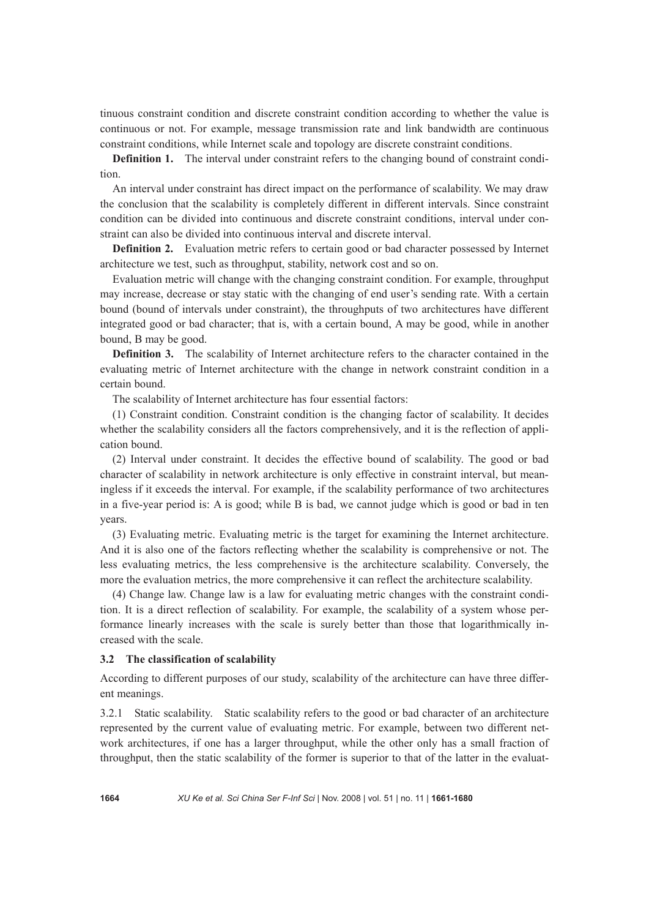tinuous constraint condition and discrete constraint condition according to whether the value is continuous or not. For example, message transmission rate and link bandwidth are continuous constraint conditions, while Internet scale and topology are discrete constraint conditions.

**Definition 1.** The interval under constraint refers to the changing bound of constraint condition.

An interval under constraint has direct impact on the performance of scalability. We may draw the conclusion that the scalability is completely different in different intervals. Since constraint condition can be divided into continuous and discrete constraint conditions, interval under constraint can also be divided into continuous interval and discrete interval.

**Definition 2.** Evaluation metric refers to certain good or bad character possessed by Internet architecture we test, such as throughput, stability, network cost and so on.

Evaluation metric will change with the changing constraint condition. For example, throughput may increase, decrease or stay static with the changing of end user's sending rate. With a certain bound (bound of intervals under constraint), the throughputs of two architectures have different integrated good or bad character; that is, with a certain bound, A may be good, while in another bound, B may be good.

**Definition 3.** The scalability of Internet architecture refers to the character contained in the evaluating metric of Internet architecture with the change in network constraint condition in a certain bound.

The scalability of Internet architecture has four essential factors:

(1) Constraint condition. Constraint condition is the changing factor of scalability. It decides whether the scalability considers all the factors comprehensively, and it is the reflection of application bound.

(2) Interval under constraint. It decides the effective bound of scalability. The good or bad character of scalability in network architecture is only effective in constraint interval, but meaningless if it exceeds the interval. For example, if the scalability performance of two architectures in a five-year period is: A is good; while B is bad, we cannot judge which is good or bad in ten years.

(3) Evaluating metric. Evaluating metric is the target for examining the Internet architecture. And it is also one of the factors reflecting whether the scalability is comprehensive or not. The less evaluating metrics, the less comprehensive is the architecture scalability. Conversely, the more the evaluation metrics, the more comprehensive it can reflect the architecture scalability.

(4) Change law. Change law is a law for evaluating metric changes with the constraint condition. It is a direct reflection of scalability. For example, the scalability of a system whose performance linearly increases with the scale is surely better than those that logarithmically increased with the scale.

### 3.2 The classification of scalability

According to different purposes of our study, scalability of the architecture can have three different meanings.

3.2.1 Static scalability. Static scalability refers to the good or bad character of an architecture represented by the current value of evaluating metric. For example, between two different network architectures, if one has a larger throughput, while the other only has a small fraction of throughput, then the static scalability of the former is superior to that of the latter in the evaluat-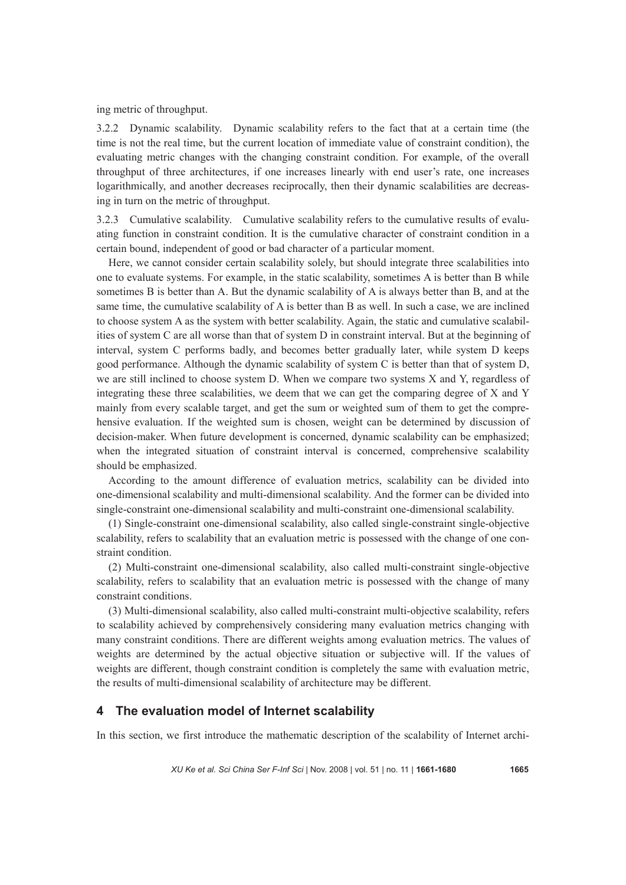ing metric of throughput.

3.2.2 Dynamic scalability. Dynamic scalability refers to the fact that at a certain time (the time is not the real time, but the current location of immediate value of constraint condition), the evaluating metric changes with the changing constraint condition. For example, of the overall throughput of three architectures, if one increases linearly with end user's rate, one increases logarithmically, and another decreases reciprocally, then their dynamic scalabilities are decreasing in turn on the metric of throughput.

3.2.3 Cumulative scalability. Cumulative scalability refers to the cumulative results of evaluating function in constraint condition. It is the cumulative character of constraint condition in a certain bound, independent of good or bad character of a particular moment.

Here, we cannot consider certain scalability solely, but should integrate three scalabilities into one to evaluate systems. For example, in the static scalability, sometimes A is better than B while sometimes B is better than A. But the dynamic scalability of A is always better than B, and at the same time, the cumulative scalability of A is better than B as well. In such a case, we are inclined to choose system A as the system with better scalability. Again, the static and cumulative scalabilities of system C are all worse than that of system D in constraint interval. But at the beginning of interval, system C performs badly, and becomes better gradually later, while system D keeps good performance. Although the dynamic scalability of system C is better than that of system D, we are still inclined to choose system D. When we compare two systems X and Y, regardless of integrating these three scalabilities, we deem that we can get the comparing degree of X and Y mainly from every scalable target, and get the sum or weighted sum of them to get the comprehensive evaluation. If the weighted sum is chosen, weight can be determined by discussion of decision-maker. When future development is concerned, dynamic scalability can be emphasized; when the integrated situation of constraint interval is concerned, comprehensive scalability should be emphasized.

According to the amount difference of evaluation metrics, scalability can be divided into one-dimensional scalability and multi-dimensional scalability. And the former can be divided into single-constraint one-dimensional scalability and multi-constraint one-dimensional scalability.

(1) Single-constraint one-dimensional scalability, also called single-constraint single-objective scalability, refers to scalability that an evaluation metric is possessed with the change of one constraint condition.

(2) Multi-constraint one-dimensional scalability, also called multi-constraint single-objective scalability, refers to scalability that an evaluation metric is possessed with the change of many constraint conditions.

(3) Multi-dimensional scalability, also called multi-constraint multi-objective scalability, refers to scalability achieved by comprehensively considering many evaluation metrics changing with many constraint conditions. There are different weights among evaluation metrics. The values of weights are determined by the actual objective situation or subjective will. If the values of weights are different, though constraint condition is completely the same with evaluation metric, the results of multi-dimensional scalability of architecture may be different.

## 4 The evaluation model of Internet scalability

In this section, we first introduce the mathematic description of the scalability of Internet archi-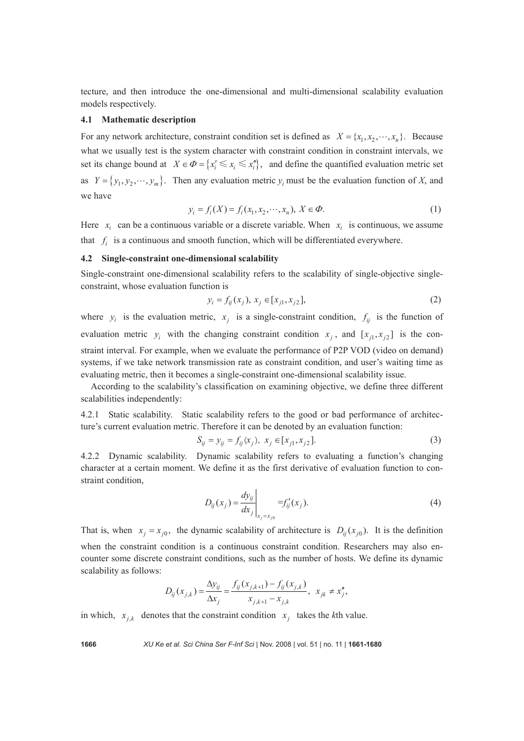tecture, and then introduce the one-dimensional and multi-dimensional scalability evaluation models respectively.

### 4.1 Mathematic description

For any network architecture, constraint condition set is defined as $X = \{x_1, x_2, \cdots, x_n\}$. Because what we usually test is the system character with constraint condition in constraint intervals, we set its change bound at $X \in \Phi = \{x_i' \leqslant x_i \leqslant x_i''\}$, and define the quantified evaluation metric set as $Y = \{y_1, y_2, \cdots, y_m\}$. Then any evaluation metric $y_i$ must be the evaluation function of $X$, and we have

$$y_i = f_i(X) = f_i(x_1, x_2, \cdots, x_n),\ X \in \Phi. \tag{1}$$

Here $x_i$ can be a continuous variable or a discrete variable. When $x_i$ is continuous, we assume that $f_i$ is a continuous and smooth function, which will be differentiated everywhere.

### 4.2 Single-constraint one-dimensional scalability

Single-constraint one-dimensional scalability refers to the scalability of single-objective single-constraint, whose evaluation function is

$$y_i = f_{ij}(x_j),\ x_j \in [x_{j1}, x_{j2}], \tag{2}$$

where $y_i$ is the evaluation metric, $x_j$ is a single-constraint condition, $f_{ij}$ is the function of evaluation metric $y_i$ with the changing constraint condition $x_j$, and $[x_{j1}, x_{j2}]$ is the constraint interval. For example, when we evaluate the performance of P2P VOD (video on demand) systems, if we take network transmission rate as constraint condition, and user's waiting time as evaluating metric, then it becomes a single-constraint one-dimensional scalability issue.

According to the scalability's classification on examining objective, we define three different scalabilities independently:

4.2.1 Static scalability. Static scalability refers to the good or bad performance of architecture's current evaluation metric. Therefore it can be denoted by an evaluation function:

$$S_{ij} = y_{ij} = f_{ij}(x_j),\ x_j \in [x_{j1}, x_{j2}]. \tag{3}$$

4.2.2 Dynamic scalability. Dynamic scalability refers to evaluating a function's changing character at a certain moment. We define it as the first derivative of evaluation function to constraint condition,

$$D_{ij}(x_j) = \left.\frac{dy_{ij}}{dx_j}\right|_{x_j = x_{j0}} = f_{ij}'(x_j). \tag{4}$$

That is, when $x_j = x_{j0}$, the dynamic scalability of architecture is $D_{ij}(x_{j0})$. It is the definition when the constraint condition is a continuous constraint condition. Researchers may also encounter some discrete constraint conditions, such as the number of hosts. We define its dynamic scalability as follows:

$$D_{ij}(x_{j,k}) = \frac{\Delta y_{ij}}{\Delta x_j} = \frac{f_{ij}(x_{j,k+1}) - f_{ij}(x_{j,k})}{x_{j,k+1} - x_{j,k}},\ \ x_{jk} \neq x_j'',$$

in which, $x_{j,k}$ denotes that the constraint condition $x_j$ takes the *k*th value.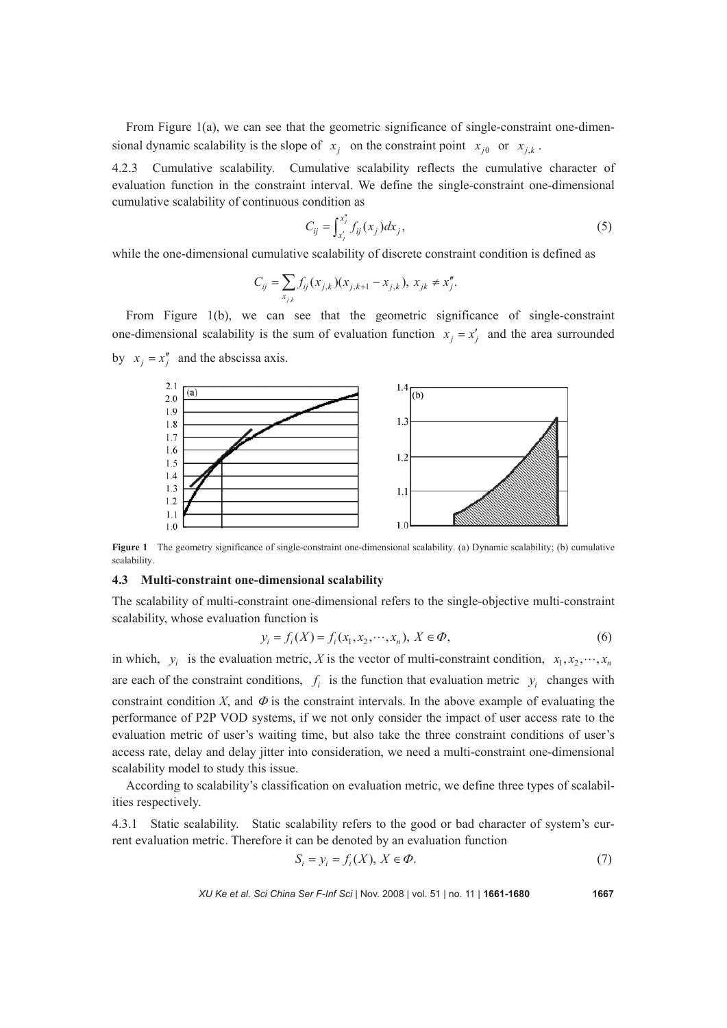From Figure 1(a), we can see that the geometric significance of single-constraint one-dimensional dynamic scalability is the slope of $x_j$ on the constraint point $x_{j0}$ or $x_{j,k}$.

4.2.3 Cumulative scalability. Cumulative scalability reflects the cumulative character of evaluation function in the constraint interval. We define the single-constraint one-dimensional cumulative scalability of continuous condition as

$$C_{ij} = \int_{x'_j}^{x''_j} f_{ij}(x_j)dx_j, \tag{5}$$

while the one-dimensional cumulative scalability of discrete constraint condition is defined as

$$C_{ij} = \sum_{x_{j,k}} f_{ij}(x_{j,k})(x_{j,k+1} - x_{j,k}),\ x_{jk} \neq x''_j.$$

From Figure 1(b), we can see that the geometric significance of single-constraint one-dimensional scalability is the sum of evaluation function $x_j = x'_j$ and the area surrounded by $x_j = x''_j$ and the abscissa axis.

**Figure 1** The geometry significance of single-constraint one-dimensional scalability. (a) Dynamic scalability; (b) cumulative scalability.

### 4.3 Multi-constraint one-dimensional scalability

The scalability of multi-constraint one-dimensional refers to the single-objective multi-constraint scalability, whose evaluation function is

$$y_i = f_i(X) = f_i(x_1, x_2, \cdots, x_n),\ X \in \Phi, \tag{6}$$

in which, $y_i$ is the evaluation metric, $X$ is the vector of multi-constraint condition, $x_1, x_2, \cdots, x_n$ are each of the constraint conditions, $f_i$ is the function that evaluation metric $y_i$ changes with constraint condition $X$, and $\Phi$ is the constraint intervals. In the above example of evaluating the performance of P2P VOD systems, if we not only consider the impact of user access rate to the evaluation metric of user's waiting time, but also take the three constraint conditions of user's access rate, delay and delay jitter into consideration, we need a multi-constraint one-dimensional scalability model to study this issue.

According to scalability's classification on evaluation metric, we define three types of scalabilities respectively.

4.3.1 Static scalability. Static scalability refers to the good or bad character of system's current evaluation metric. Therefore it can be denoted by an evaluation function

$$S_i = y_i = f_i(X),\ X \in \Phi. \tag{7}$$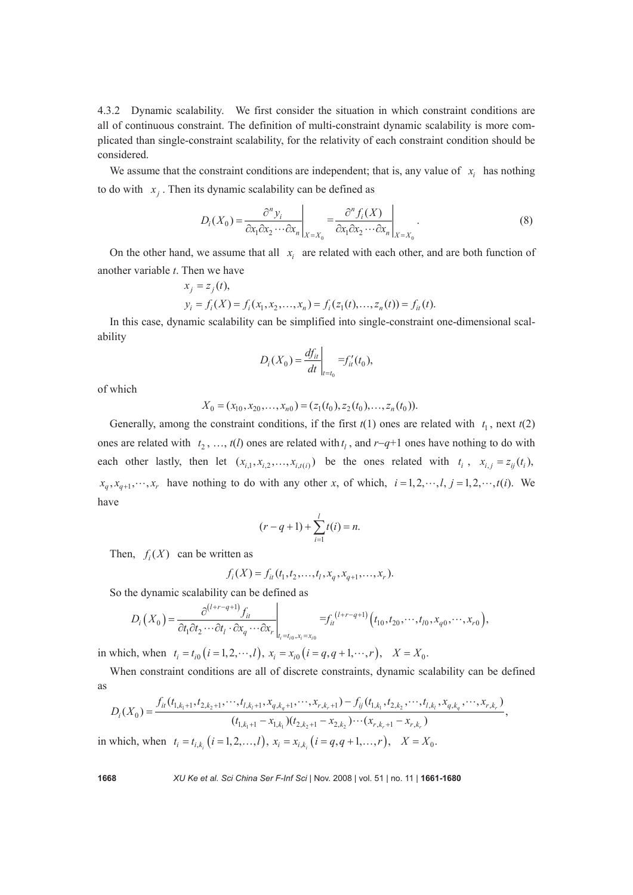4.3.2 Dynamic scalability. We first consider the situation in which constraint conditions are all of continuous constraint. The definition of multi-constraint dynamic scalability is more complicated than single-constraint scalability, for the relativity of each constraint condition should be considered.

We assume that the constraint conditions are independent; that is, any value of $x_i$ has nothing to do with $x_j$. Then its dynamic scalability can be defined as

$$D_i(X_0) = \left.\frac{\partial^n y_i}{\partial x_1 \partial x_2 \cdots \partial x_n}\right|_{X=X_0} = \left.\frac{\partial^n f_i(X)}{\partial x_1 \partial x_2 \cdots \partial x_n}\right|_{X=X_0}. \tag{8}$$

On the other hand, we assume that all $x_i$ are related with each other, and are both function of another variable $t$. Then we have

$$x_j = z_j(t),$$
$$y_i = f_i(X) = f_i(x_1, x_2, \ldots, x_n) = f_i(z_1(t), \ldots, z_n(t)) = f_{it}(t).$$

In this case, dynamic scalability can be simplified into single-constraint one-dimensional scalability

$$D_i(X_0) = \left.\frac{df_{it}}{dt}\right|_{t=t_0} = f'_{it}(t_0),$$

of which

$$X_0 = (x_{10}, x_{20}, \ldots, x_{n0}) = (z_1(t_0), z_2(t_0), \ldots, z_n(t_0)).$$

Generally, among the constraint conditions, if the first $t(1)$ ones are related with $t_1$, next $t(2)$ ones are related with $t_2$, …, $t(l)$ ones are related with $t_l$, and $r$–$q$+1 ones have nothing to do with each other lastly, then let $(x_{i,1}, x_{i,2}, \ldots, x_{i,t(i)})$ be the ones related with $t_i$, $x_{i,j} = z_{ij}(t_i)$, $x_q, x_{q+1}, \cdots, x_r$ have nothing to do with any other $x$, of which, $i = 1, 2, \cdots, l$, $j = 1, 2, \cdots, t(i)$. We have

$$(r - q + 1) + \sum_{i=1}^{l} t(i) = n.$$

Then, $f_i(X)$ can be written as

$$f_i(X) = f_{it}(t_1, t_2, \ldots, t_l, x_q, x_{q+1}, \ldots, x_r).$$

So the dynamic scalability can be defined as

$$D_i(X_0) = \left.\frac{\partial^{(l+r-q+1)} f_{it}}{\partial t_1 \partial t_2 \cdots \partial t_l \cdot \partial x_q \cdots \partial x_r}\right|_{t_i = t_{i0}, x_i = x_{i0}} = f_{it}^{(l+r-q+1)}\left(t_{10}, t_{20}, \cdots, t_{l0}, x_{q0}, \cdots, x_{r0}\right),$$

in which, when $t_i = t_{i0}\,(i = 1, 2, \cdots, l)$, $x_i = x_{i0}\,(i = q, q+1, \cdots, r)$, $X = X_0$.

When constraint conditions are all of discrete constraints, dynamic scalability can be defined as

$$D_i(X_0) = \frac{f_{it}(t_{1,k_1+1}, t_{2,k_2+1}, \cdots, t_{l,k_l+1}, x_{q,k_q+1}, \cdots, x_{r,k_r+1}) - f_{ij}(t_{1,k_1}, t_{2,k_2}, \cdots, t_{l,k_l}, x_{q,k_q}, \cdots, x_{r,k_r})}{(t_{1,k_1+1} - x_{1,k_1})(t_{2,k_2+1} - x_{2,k_2}) \cdots (x_{r,k_r+1} - x_{r,k_r})},$$

in which, when $t_i = t_{i,k_i}\,(i = 1, 2, \ldots, l)$, $x_i = x_{i,k_i}\,(i = q, q+1, \ldots, r)$, $X = X_0$.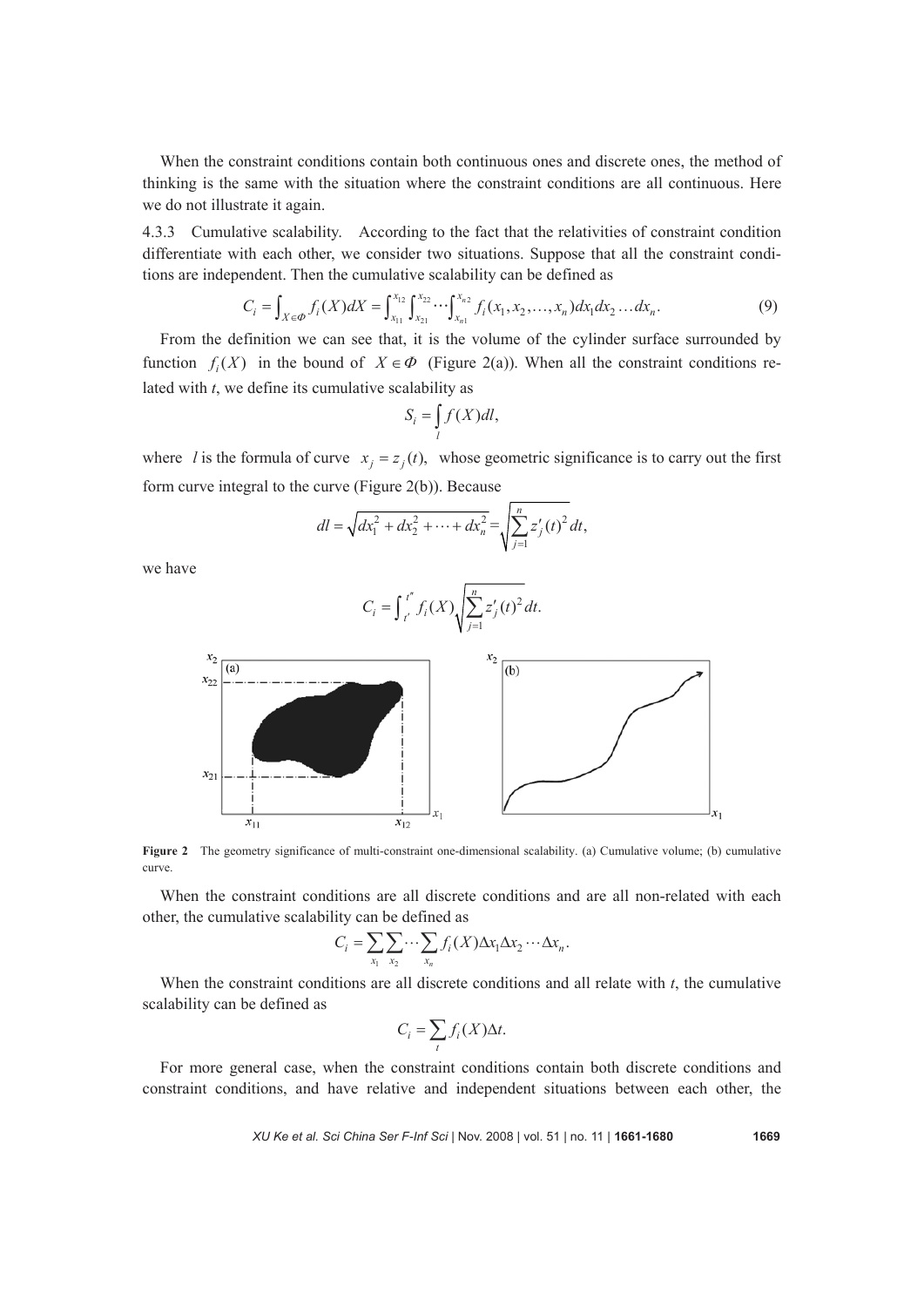When the constraint conditions contain both continuous ones and discrete ones, the method of thinking is the same with the situation where the constraint conditions are all continuous. Here we do not illustrate it again.

4.3.3 Cumulative scalability. According to the fact that the relativities of constraint condition differentiate with each other, we consider two situations. Suppose that all the constraint conditions are independent. Then the cumulative scalability can be defined as

$$C_i = \int_{X \in \Phi} f_i(X) dX = \int_{x_{11}}^{x_{12}} \int_{x_{21}}^{x_{22}} \cdots \int_{x_{n1}}^{x_{n2}} f_i(x_1, x_2, \ldots, x_n) dx_1 dx_2 \ldots dx_n. \quad (9)$$

From the definition we can see that, it is the volume of the cylinder surface surrounded by function $f_i(X)$ in the bound of $X \in \Phi$ (Figure 2(a)). When all the constraint conditions related with $t$, we define its cumulative scalability as

$$S_i = \int_l f(X) dl,$$

where $l$ is the formula of curve $x_j = z_j(t)$, whose geometric significance is to carry out the first form curve integral to the curve (Figure 2(b)). Because

$$dl = \sqrt{dx_1^2 + dx_2^2 + \cdots + dx_n^2} = \sqrt{\sum_{j=1}^{n} z_j'(t)^2}\, dt,$$

we have

$$C_i = \int_{t'}^{t''} f_i(X) \sqrt{\sum_{j=1}^{n} z_j'(t)^2}\, dt.$$

**Figure 2** The geometry significance of multi-constraint one-dimensional scalability. (a) Cumulative volume; (b) cumulative curve.

When the constraint conditions are all discrete conditions and are all non-related with each other, the cumulative scalability can be defined as

$$C_i = \sum_{x_1} \sum_{x_2} \cdots \sum_{x_n} f_i(X) \Delta x_1 \Delta x_2 \cdots \Delta x_n.$$

When the constraint conditions are all discrete conditions and all relate with $t$, the cumulative scalability can be defined as

$$C_i = \sum_t f_i(X) \Delta t.$$

For more general case, when the constraint conditions contain both discrete conditions and constraint conditions, and have relative and independent situations between each other, the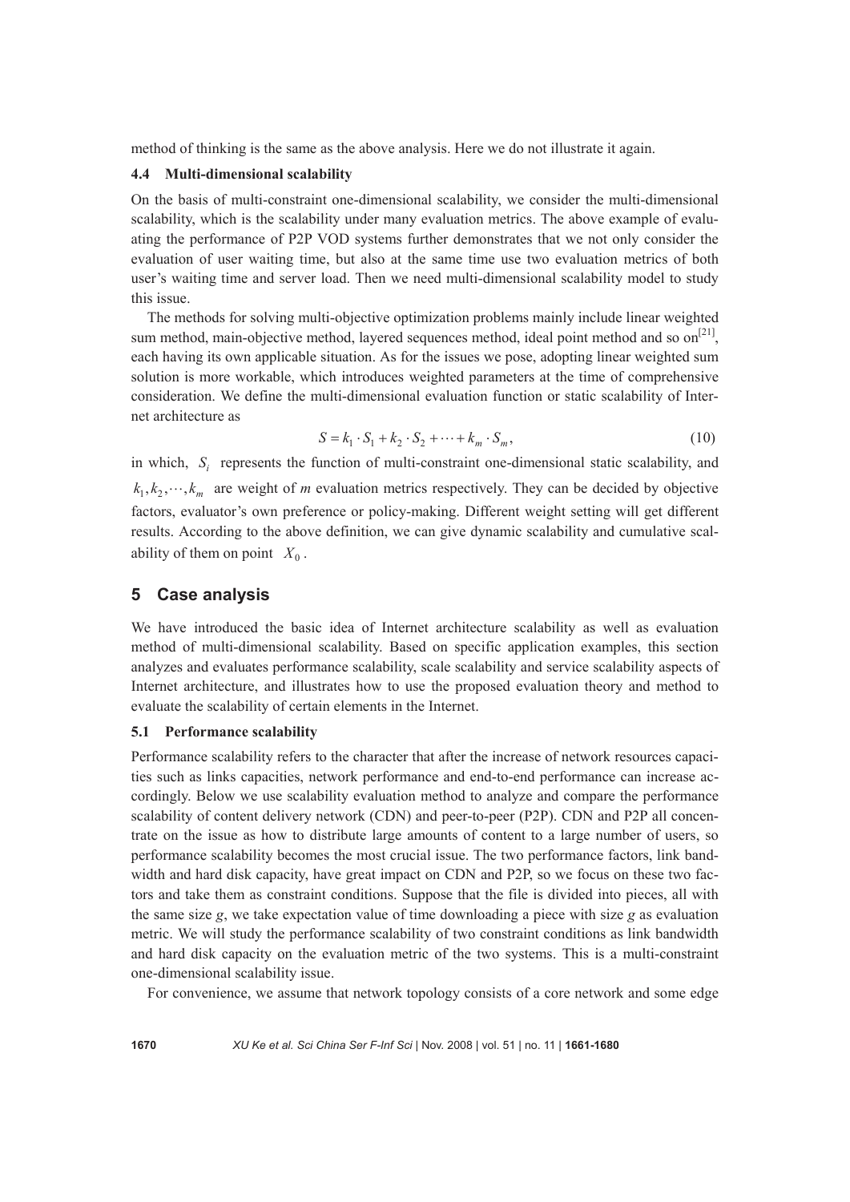method of thinking is the same as the above analysis. Here we do not illustrate it again.

### 4.4 Multi-dimensional scalability

On the basis of multi-constraint one-dimensional scalability, we consider the multi-dimensional scalability, which is the scalability under many evaluation metrics. The above example of evaluating the performance of P2P VOD systems further demonstrates that we not only consider the evaluation of user waiting time, but also at the same time use two evaluation metrics of both user's waiting time and server load. Then we need multi-dimensional scalability model to study this issue.

The methods for solving multi-objective optimization problems mainly include linear weighted sum method, main-objective method, layered sequences method, ideal point method and so on[21], each having its own applicable situation. As for the issues we pose, adopting linear weighted sum solution is more workable, which introduces weighted parameters at the time of comprehensive consideration. We define the multi-dimensional evaluation function or static scalability of Internet architecture as

$$S = k_1 \cdot S_1 + k_2 \cdot S_2 + \cdots + k_m \cdot S_m, \tag{10}$$

in which, $S_i$ represents the function of multi-constraint one-dimensional static scalability, and $k_1, k_2, \cdots, k_m$ are weight of $m$ evaluation metrics respectively. They can be decided by objective factors, evaluator's own preference or policy-making. Different weight setting will get different results. According to the above definition, we can give dynamic scalability and cumulative scalability of them on point $X_0$.

## 5 Case analysis

We have introduced the basic idea of Internet architecture scalability as well as evaluation method of multi-dimensional scalability. Based on specific application examples, this section analyzes and evaluates performance scalability, scale scalability and service scalability aspects of Internet architecture, and illustrates how to use the proposed evaluation theory and method to evaluate the scalability of certain elements in the Internet.

### 5.1 Performance scalability

Performance scalability refers to the character that after the increase of network resources capacities such as links capacities, network performance and end-to-end performance can increase accordingly. Below we use scalability evaluation method to analyze and compare the performance scalability of content delivery network (CDN) and peer-to-peer (P2P). CDN and P2P all concentrate on the issue as how to distribute large amounts of content to a large number of users, so performance scalability becomes the most crucial issue. The two performance factors, link bandwidth and hard disk capacity, have great impact on CDN and P2P, so we focus on these two factors and take them as constraint conditions. Suppose that the file is divided into pieces, all with the same size $g$, we take expectation value of time downloading a piece with size $g$ as evaluation metric. We will study the performance scalability of two constraint conditions as link bandwidth and hard disk capacity on the evaluation metric of the two systems. This is a multi-constraint one-dimensional scalability issue.

For convenience, we assume that network topology consists of a core network and some edge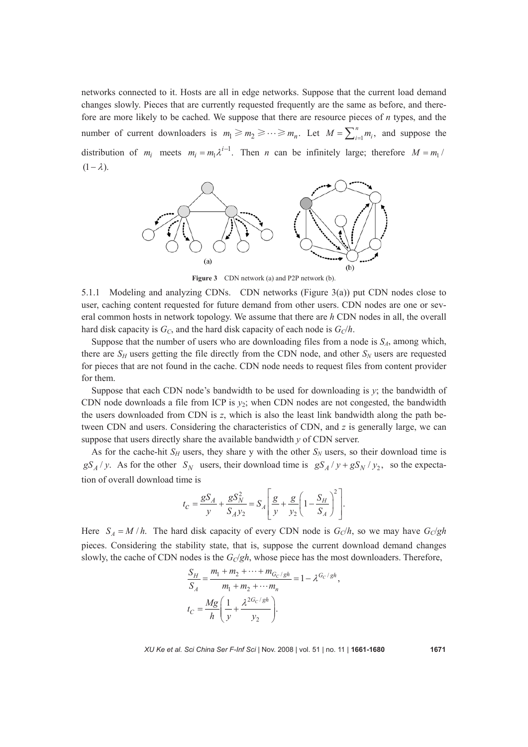networks connected to it. Hosts are all in edge networks. Suppose that the current load demand changes slowly. Pieces that are currently requested frequently are the same as before, and therefore are more likely to be cached. We suppose that there are resource pieces of $n$ types, and the number of current downloaders is $m_1 \geqslant m_2 \geqslant \cdots \geqslant m_n$. Let $M = \sum_{i=1}^{n} m_i$, and suppose the distribution of $m_i$ meets $m_i = m_1 \lambda^{i-1}$. Then $n$ can be infinitely large; therefore $M = m_1 / (1-\lambda)$.

**Figure 3** CDN network (a) and P2P network (b).

5.1.1 Modeling and analyzing CDNs. CDN networks (Figure 3(a)) put CDN nodes close to user, caching content requested for future demand from other users. CDN nodes are one or several common hosts in network topology. We assume that there are $h$ CDN nodes in all, the overall hard disk capacity is $G_C$, and the hard disk capacity of each node is $G_C/h$.

Suppose that the number of users who are downloading files from a node is $S_A$, among which, there are $S_H$ users getting the file directly from the CDN node, and other $S_N$ users are requested for pieces that are not found in the cache. CDN node needs to request files from content provider for them.

Suppose that each CDN node's bandwidth to be used for downloading is $y$; the bandwidth of CDN node downloads a file from ICP is $y_2$; when CDN nodes are not congested, the bandwidth the users downloaded from CDN is $z$, which is also the least link bandwidth along the path between CDN and users. Considering the characteristics of CDN, and $z$ is generally large, we can suppose that users directly share the available bandwidth $y$ of CDN server.

As for the cache-hit $S_H$ users, they share y with the other $S_N$ users, so their download time is $gS_A / y$. As for the other $S_N$ users, their download time is $gS_A / y + gS_N / y_2$, so the expectation of overall download time is

$$t_C = \frac{gS_A}{y} + \frac{gS_N^2}{S_A y_2} = S_A \left[ \frac{g}{y} + \frac{g}{y_2} \left( 1 - \frac{S_H}{S_A} \right)^2 \right].$$

Here $S_A = M / h$. The hard disk capacity of every CDN node is $G_C/h$, so we may have $G_C/gh$ pieces. Considering the stability state, that is, suppose the current download demand changes slowly, the cache of CDN nodes is the $G_C/gh$, whose piece has the most downloaders. Therefore,

$$\frac{S_H}{S_A} = \frac{m_1 + m_2 + \cdots + m_{G_C/gh}}{m_1 + m_2 + \cdots m_n} = 1 - \lambda^{G_C/gh},$$

$$t_C = \frac{Mg}{h} \left( \frac{1}{y} + \frac{\lambda^{2G_C/gh}}{y_2} \right).$$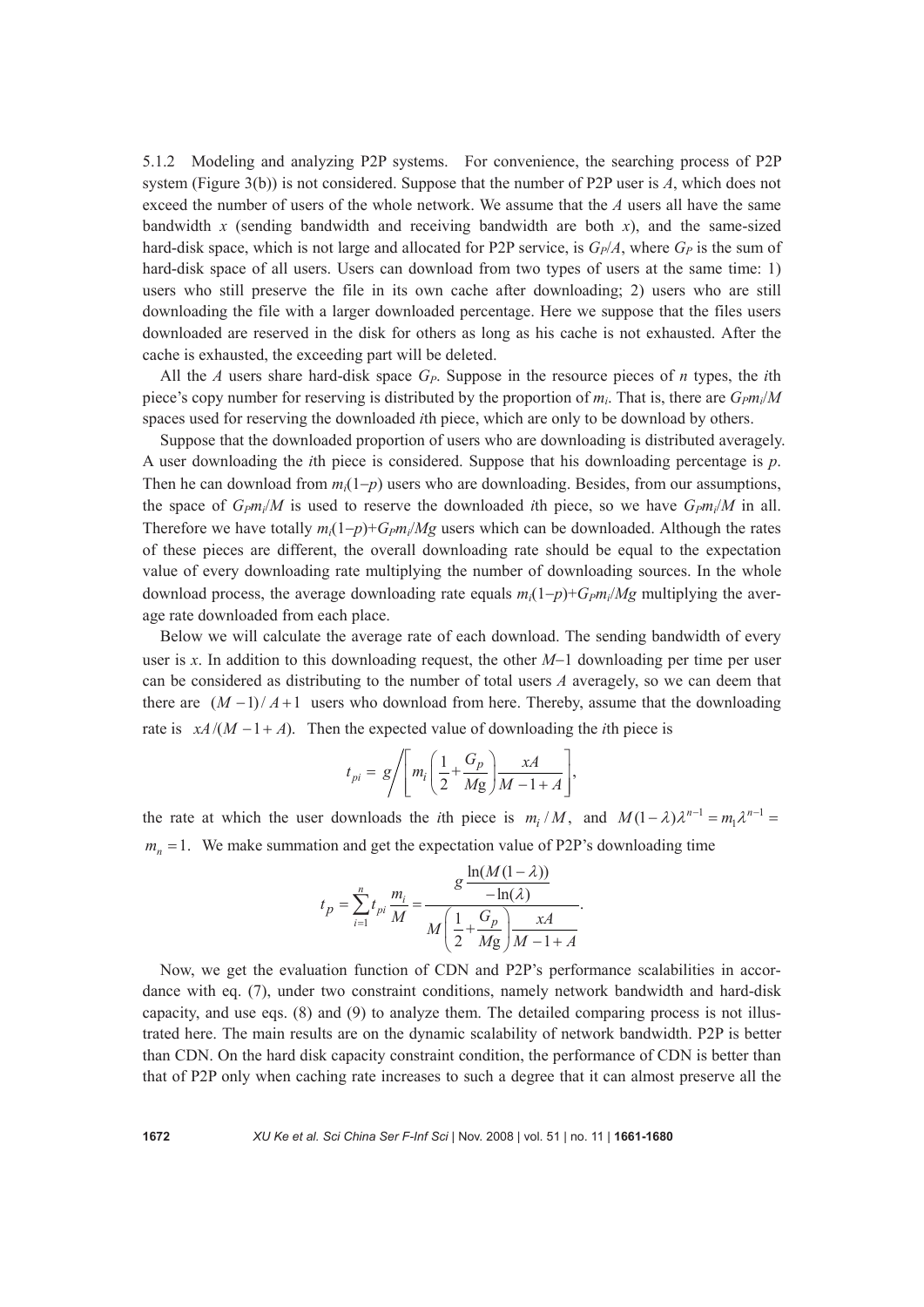5.1.2 Modeling and analyzing P2P systems. For convenience, the searching process of P2P system (Figure 3(b)) is not considered. Suppose that the number of P2P user is $A$, which does not exceed the number of users of the whole network. We assume that the $A$ users all have the same bandwidth $x$ (sending bandwidth and receiving bandwidth are both $x$), and the same-sized hard-disk space, which is not large and allocated for P2P service, is $G_P/A$, where $G_P$ is the sum of hard-disk space of all users. Users can download from two types of users at the same time: 1) users who still preserve the file in its own cache after downloading; 2) users who are still downloading the file with a larger downloaded percentage. Here we suppose that the files users downloaded are reserved in the disk for others as long as his cache is not exhausted. After the cache is exhausted, the exceeding part will be deleted.

All the $A$ users share hard-disk space $G_P$. Suppose in the resource pieces of $n$ types, the $i$th piece's copy number for reserving is distributed by the proportion of $m_i$. That is, there are $G_P m_i/M$ spaces used for reserving the downloaded $i$th piece, which are only to be download by others.

Suppose that the downloaded proportion of users who are downloading is distributed averagely. A user downloading the $i$th piece is considered. Suppose that his downloading percentage is $p$. Then he can download from $m_i(1-p)$ users who are downloading. Besides, from our assumptions, the space of $G_P m_i/M$ is used to reserve the downloaded $i$th piece, so we have $G_P m_i/M$ in all. Therefore we have totally $m_i(1-p)+G_P m_i/Mg$ users which can be downloaded. Although the rates of these pieces are different, the overall downloading rate should be equal to the expectation value of every downloading rate multiplying the number of downloading sources. In the whole download process, the average downloading rate equals $m_i(1-p)+G_P m_i/Mg$ multiplying the average rate downloaded from each place.

Below we will calculate the average rate of each download. The sending bandwidth of every user is $x$. In addition to this downloading request, the other $M-1$ downloading per time per user can be considered as distributing to the number of total users $A$ averagely, so we can deem that there are $(M-1)/A+1$ users who download from here. Thereby, assume that the downloading rate is $xA/(M-1+A)$. Then the expected value of downloading the $i$th piece is

$$t_{pi} = g \Bigg/ \left[ m_i \left( \frac{1}{2} + \frac{G_p}{M\mathrm{g}} \right) \frac{xA}{M-1+A} \right],$$

the rate at which the user downloads the $i$th piece is $m_i/M$, and $M(1-\lambda)\lambda^{n-1} = m_1\lambda^{n-1} = m_n = 1$. We make summation and get the expectation value of P2P's downloading time

$$t_p = \sum_{i=1}^{n} t_{pi} \frac{m_i}{M} = \frac{g \dfrac{\ln(M(1-\lambda))}{-\ln(\lambda)}}{M\left(\dfrac{1}{2} + \dfrac{G_p}{M\mathrm{g}}\right)\dfrac{xA}{M-1+A}}.$$

Now, we get the evaluation function of CDN and P2P's performance scalabilities in accordance with eq. (7), under two constraint conditions, namely network bandwidth and hard-disk capacity, and use eqs. (8) and (9) to analyze them. The detailed comparing process is not illustrated here. The main results are on the dynamic scalability of network bandwidth. P2P is better than CDN. On the hard disk capacity constraint condition, the performance of CDN is better than that of P2P only when caching rate increases to such a degree that it can almost preserve all the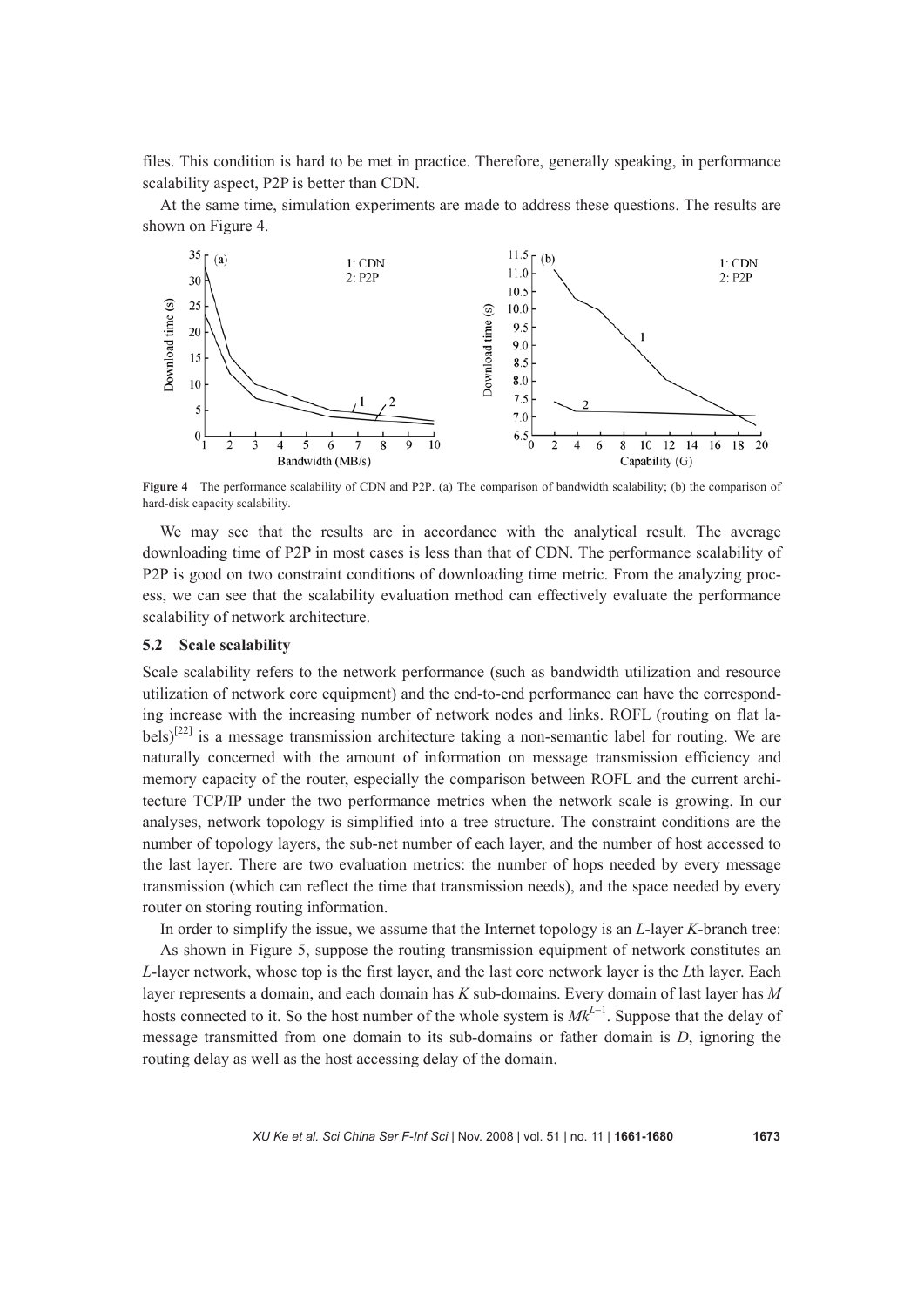files. This condition is hard to be met in practice. Therefore, generally speaking, in performance scalability aspect, P2P is better than CDN.

At the same time, simulation experiments are made to address these questions. The results are shown on Figure 4.

**Figure 4** The performance scalability of CDN and P2P. (a) The comparison of bandwidth scalability; (b) the comparison of hard-disk capacity scalability.

We may see that the results are in accordance with the analytical result. The average downloading time of P2P in most cases is less than that of CDN. The performance scalability of P2P is good on two constraint conditions of downloading time metric. From the analyzing process, we can see that the scalability evaluation method can effectively evaluate the performance scalability of network architecture.

### 5.2 Scale scalability

Scale scalability refers to the network performance (such as bandwidth utilization and resource utilization of network core equipment) and the end-to-end performance can have the corresponding increase with the increasing number of network nodes and links. ROFL (routing on flat labels)[22] is a message transmission architecture taking a non-semantic label for routing. We are naturally concerned with the amount of information on message transmission efficiency and memory capacity of the router, especially the comparison between ROFL and the current architecture TCP/IP under the two performance metrics when the network scale is growing. In our analyses, network topology is simplified into a tree structure. The constraint conditions are the number of topology layers, the sub-net number of each layer, and the number of host accessed to the last layer. There are two evaluation metrics: the number of hops needed by every message transmission (which can reflect the time that transmission needs), and the space needed by every router on storing routing information.

In order to simplify the issue, we assume that the Internet topology is an $L$-layer $K$-branch tree:

As shown in Figure 5, suppose the routing transmission equipment of network constitutes an $L$-layer network, whose top is the first layer, and the last core network layer is the $L$th layer. Each layer represents a domain, and each domain has $K$ sub-domains. Every domain of last layer has $M$ hosts connected to it. So the host number of the whole system is $Mk^{L-1}$. Suppose that the delay of message transmitted from one domain to its sub-domains or father domain is $D$, ignoring the routing delay as well as the host accessing delay of the domain.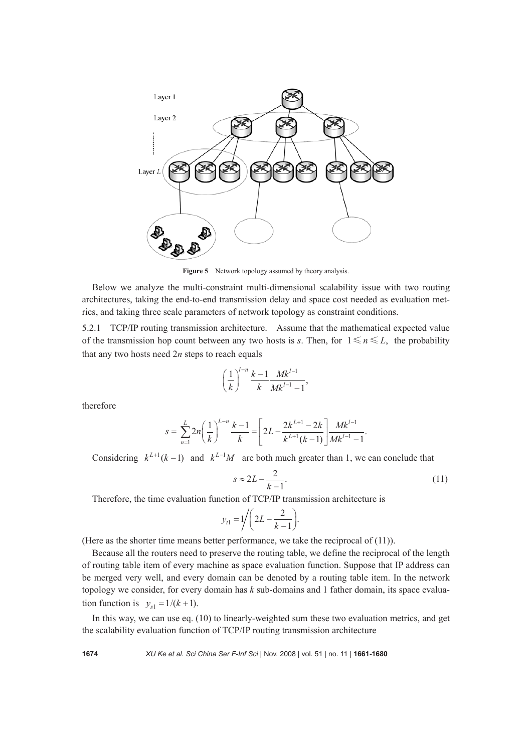**Figure 5** Network topology assumed by theory analysis.

Below we analyze the multi-constraint multi-dimensional scalability issue with two routing architectures, taking the end-to-end transmission delay and space cost needed as evaluation metrics, and taking three scale parameters of network topology as constraint conditions.

5.2.1 TCP/IP routing transmission architecture. Assume that the mathematical expected value of the transmission hop count between any two hosts is $s$. Then, for $1 \leqslant n \leqslant L$, the probability that any two hosts need $2n$ steps to reach equals

$$\left(\frac{1}{k}\right)^{l-n} \frac{k-1}{k} \frac{Mk^{l-1}}{Mk^{l-1}-1},$$

therefore

$$s = \sum_{n=1}^{L} 2n\left(\frac{1}{k}\right)^{L-n} \frac{k-1}{k} = \left[2L - \frac{2k^{L+1}-2k}{k^{L+1}(k-1)}\right] \frac{Mk^{l-1}}{Mk^{l-1}-1}.$$

Considering $k^{L+1}(k-1)$ and $k^{L-1}M$ are both much greater than 1, we can conclude that

$$s \approx 2L - \frac{2}{k-1}. \tag{11}$$

Therefore, the time evaluation function of TCP/IP transmission architecture is

$$y_{t1} = 1\Bigg/\left(2L - \frac{2}{k-1}\right).$$

(Here as the shorter time means better performance, we take the reciprocal of (11)).

Because all the routers need to preserve the routing table, we define the reciprocal of the length of routing table item of every machine as space evaluation function. Suppose that IP address can be merged very well, and every domain can be denoted by a routing table item. In the network topology we consider, for every domain has $k$ sub-domains and 1 father domain, its space evaluation function is $y_{s1} = 1/(k+1)$.

In this way, we can use eq. (10) to linearly-weighted sum these two evaluation metrics, and get the scalability evaluation function of TCP/IP routing transmission architecture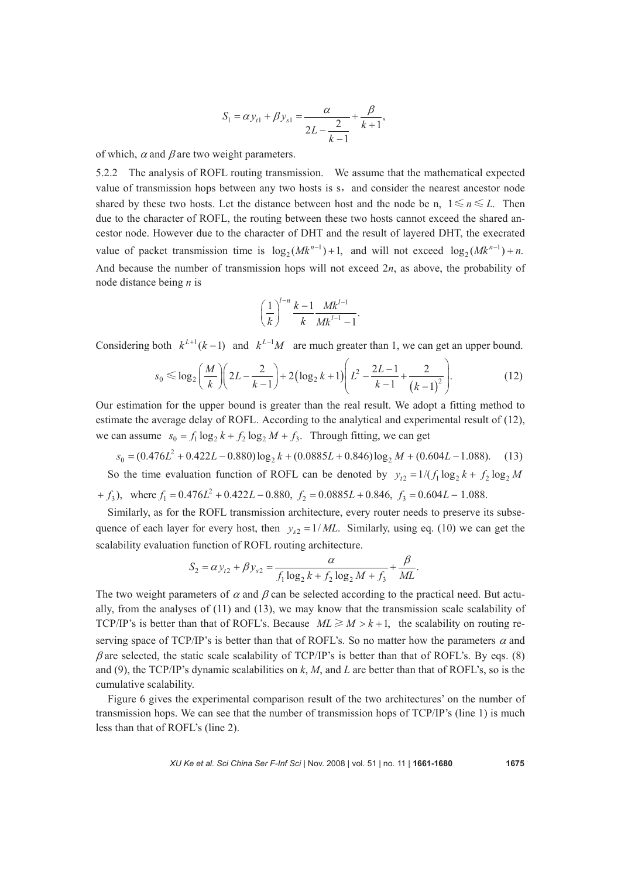$$S_1 = \alpha y_{t1} + \beta y_{s1} = \frac{\alpha}{2L - \dfrac{2}{k-1}} + \frac{\beta}{k+1},$$

of which, $\alpha$ and $\beta$ are two weight parameters.

5.2.2 The analysis of ROFL routing transmission. We assume that the mathematical expected value of transmission hops between any two hosts is s, and consider the nearest ancestor node shared by these two hosts. Let the distance between host and the node be n, $1 \leqslant n \leqslant L$. Then due to the character of ROFL, the routing between these two hosts cannot exceed the shared ancestor node. However due to the character of DHT and the result of layered DHT, the execrated value of packet transmission time is $\log_2(Mk^{n-1}) + 1$, and will not exceed $\log_2(Mk^{n-1}) + n$. And because the number of transmission hops will not exceed $2n$, as above, the probability of node distance being $n$ is

$$\left(\frac{1}{k}\right)^{l-n} \frac{k-1}{k} \frac{Mk^{l-1}}{Mk^{l-1} - 1}.$$

Considering both $k^{L+1}(k-1)$ and $k^{L-1}M$ are much greater than 1, we can get an upper bound.

$$s_0 \leqslant \log_2\left(\frac{M}{k}\right)\left(2L - \frac{2}{k-1}\right) + 2\left(\log_2 k + 1\right)\left(L^2 - \frac{2L-1}{k-1} + \frac{2}{\left(k-1\right)^2}\right). \tag{12}$$

Our estimation for the upper bound is greater than the real result. We adopt a fitting method to estimate the average delay of ROFL. According to the analytical and experimental result of (12), we can assume $s_0 = f_1 \log_2 k + f_2 \log_2 M + f_3$. Through fitting, we can get

$$s_0 = (0.476L^2 + 0.422L - 0.880)\log_2 k + (0.0885L + 0.846)\log_2 M + (0.604L - 1.088). \tag{13}$$

So the time evaluation function of ROFL can be denoted by $y_{t2} = 1/(f_1 \log_2 k + f_2 \log_2 M + f_3)$, where $f_1 = 0.476L^2 + 0.422L - 0.880$, $f_2 = 0.0885L + 0.846$, $f_3 = 0.604L - 1.088$.

Similarly, as for the ROFL transmission architecture, every router needs to preserve its subsequence of each layer for every host, then $y_{s2} = 1/ML$. Similarly, using eq. (10) we can get the scalability evaluation function of ROFL routing architecture.

$$S_2 = \alpha y_{t2} + \beta y_{s2} = \frac{\alpha}{f_1 \log_2 k + f_2 \log_2 M + f_3} + \frac{\beta}{ML}.$$

The two weight parameters of $\alpha$ and $\beta$ can be selected according to the practical need. But actually, from the analyses of (11) and (13), we may know that the transmission scale scalability of TCP/IP's is better than that of ROFL's. Because $ML \geqslant M > k+1$, the scalability on routing reserving space of TCP/IP's is better than that of ROFL's. So no matter how the parameters $\alpha$ and $\beta$ are selected, the static scale scalability of TCP/IP's is better than that of ROFL's. By eqs. (8) and (9), the TCP/IP's dynamic scalabilities on $k$, $M$, and $L$ are better than that of ROFL's, so is the cumulative scalability.

Figure 6 gives the experimental comparison result of the two architectures' on the number of transmission hops. We can see that the number of transmission hops of TCP/IP's (line 1) is much less than that of ROFL's (line 2).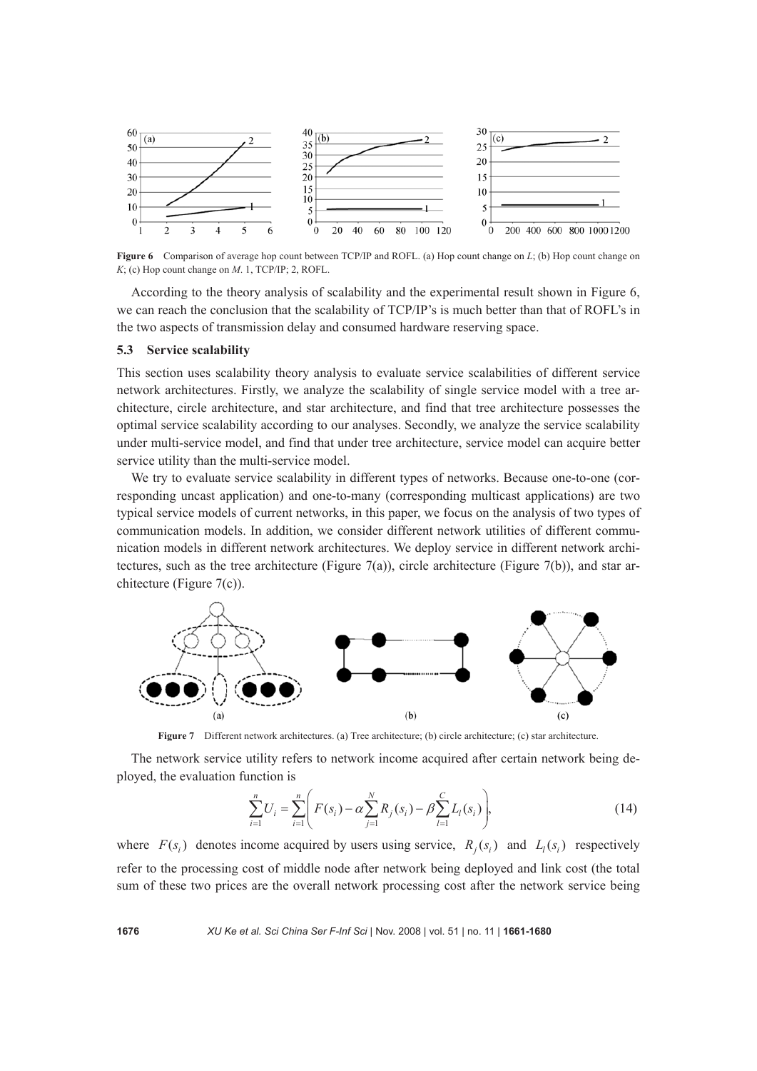**Figure 6** Comparison of average hop count between TCP/IP and ROFL. (a) Hop count change on $L$; (b) Hop count change on $K$; (c) Hop count change on $M$. 1, TCP/IP; 2, ROFL.

According to the theory analysis of scalability and the experimental result shown in Figure 6, we can reach the conclusion that the scalability of TCP/IP's is much better than that of ROFL's in the two aspects of transmission delay and consumed hardware reserving space.

### 5.3 Service scalability

This section uses scalability theory analysis to evaluate service scalabilities of different service network architectures. Firstly, we analyze the scalability of single service model with a tree architecture, circle architecture, and star architecture, and find that tree architecture possesses the optimal service scalability according to our analyses. Secondly, we analyze the service scalability under multi-service model, and find that under tree architecture, service model can acquire better service utility than the multi-service model.

We try to evaluate service scalability in different types of networks. Because one-to-one (corresponding uncast application) and one-to-many (corresponding multicast applications) are two typical service models of current networks, in this paper, we focus on the analysis of two types of communication models. In addition, we consider different network utilities of different communication models in different network architectures. We deploy service in different network architectures, such as the tree architecture (Figure 7(a)), circle architecture (Figure 7(b)), and star architecture (Figure 7(c)).

**Figure 7** Different network architectures. (a) Tree architecture; (b) circle architecture; (c) star architecture.

The network service utility refers to network income acquired after certain network being deployed, the evaluation function is

$$\sum_{i=1}^{n} U_i = \sum_{i=1}^{n} \left( F(s_i) - \alpha \sum_{j=1}^{N} R_j(s_i) - \beta \sum_{l=1}^{C} L_l(s_i) \right), \tag{14}$$

where $F(s_i)$ denotes income acquired by users using service, $R_j(s_i)$ and $L_l(s_i)$ respectively refer to the processing cost of middle node after network being deployed and link cost (the total sum of these two prices are the overall network processing cost after the network service being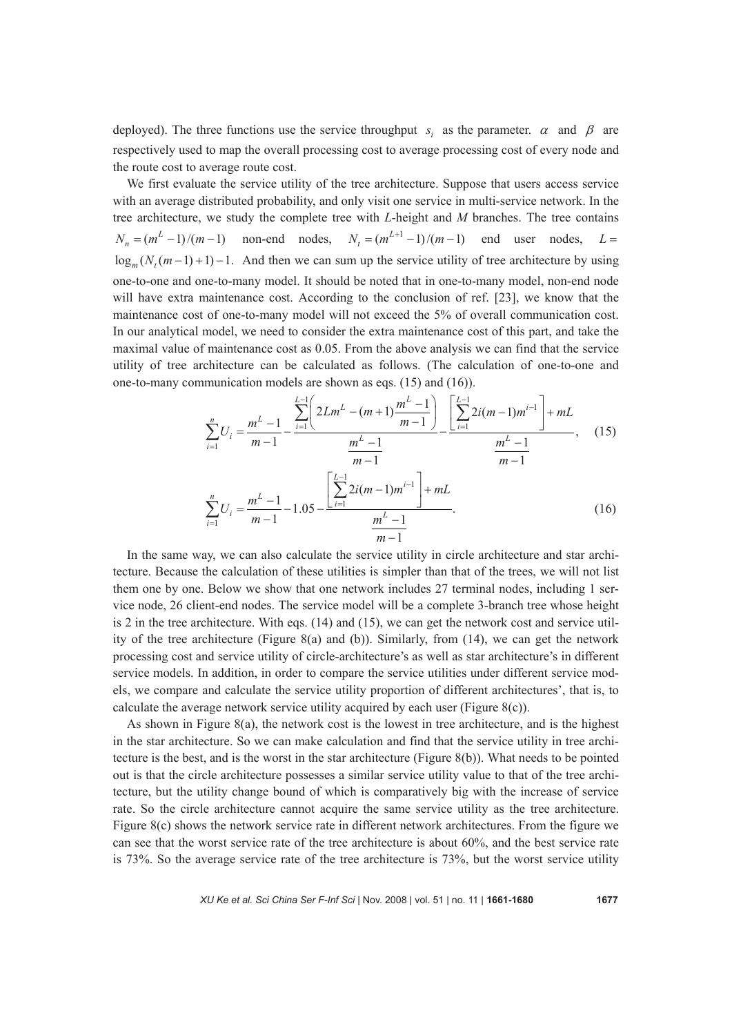deployed). The three functions use the service throughput $s_i$ as the parameter. $\alpha$ and $\beta$ are respectively used to map the overall processing cost to average processing cost of every node and the route cost to average route cost.

We first evaluate the service utility of the tree architecture. Suppose that users access service with an average distributed probability, and only visit one service in multi-service network. In the tree architecture, we study the complete tree with *L*-height and *M* branches. The tree contains $N_n = (m^L - 1)/(m-1)$ non-end nodes, $N_t = (m^{L+1} - 1)/(m-1)$ end user nodes, $L = \log_m(N_t(m-1)+1) - 1$. And then we can sum up the service utility of tree architecture by using one-to-one and one-to-many model. It should be noted that in one-to-many model, non-end node will have extra maintenance cost. According to the conclusion of ref. [23], we know that the maintenance cost of one-to-many model will not exceed the 5% of overall communication cost. In our analytical model, we need to consider the extra maintenance cost of this part, and take the maximal value of maintenance cost as 0.05. From the above analysis we can find that the service utility of tree architecture can be calculated as follows. (The calculation of one-to-one and one-to-many communication models are shown as eqs. (15) and (16)).

$$\sum_{i=1}^{n} U_i = \frac{m^L - 1}{m-1} - \frac{\displaystyle\sum_{i=1}^{L-1}\left(2Lm^L - (m+1)\frac{m^L-1}{m-1}\right)}{\dfrac{m^L-1}{m-1}} - \frac{\left[\displaystyle\sum_{i=1}^{L-1} 2i(m-1)m^{i-1}\right] + mL}{\dfrac{m^L-1}{m-1}}, \tag{15}$$

$$\sum_{i=1}^{n} U_i = \frac{m^L - 1}{m-1} - 1.05 - \frac{\left[\displaystyle\sum_{i=1}^{L-1} 2i(m-1)m^{i-1}\right] + mL}{\dfrac{m^L-1}{m-1}}. \tag{16}$$

In the same way, we can also calculate the service utility in circle architecture and star architecture. Because the calculation of these utilities is simpler than that of the trees, we will not list them one by one. Below we show that one network includes 27 terminal nodes, including 1 service node, 26 client-end nodes. The service model will be a complete 3-branch tree whose height is 2 in the tree architecture. With eqs. (14) and (15), we can get the network cost and service utility of the tree architecture (Figure 8(a) and (b)). Similarly, from (14), we can get the network processing cost and service utility of circle-architecture's as well as star architecture's in different service models. In addition, in order to compare the service utilities under different service models, we compare and calculate the service utility proportion of different architectures', that is, to calculate the average network service utility acquired by each user (Figure 8(c)).

As shown in Figure 8(a), the network cost is the lowest in tree architecture, and is the highest in the star architecture. So we can make calculation and find that the service utility in tree architecture is the best, and is the worst in the star architecture (Figure 8(b)). What needs to be pointed out is that the circle architecture possesses a similar service utility value to that of the tree architecture, but the utility change bound of which is comparatively big with the increase of service rate. So the circle architecture cannot acquire the same service utility as the tree architecture. Figure 8(c) shows the network service rate in different network architectures. From the figure we can see that the worst service rate of the tree architecture is about 60%, and the best service rate is 73%. So the average service rate of the tree architecture is 73%, but the worst service utility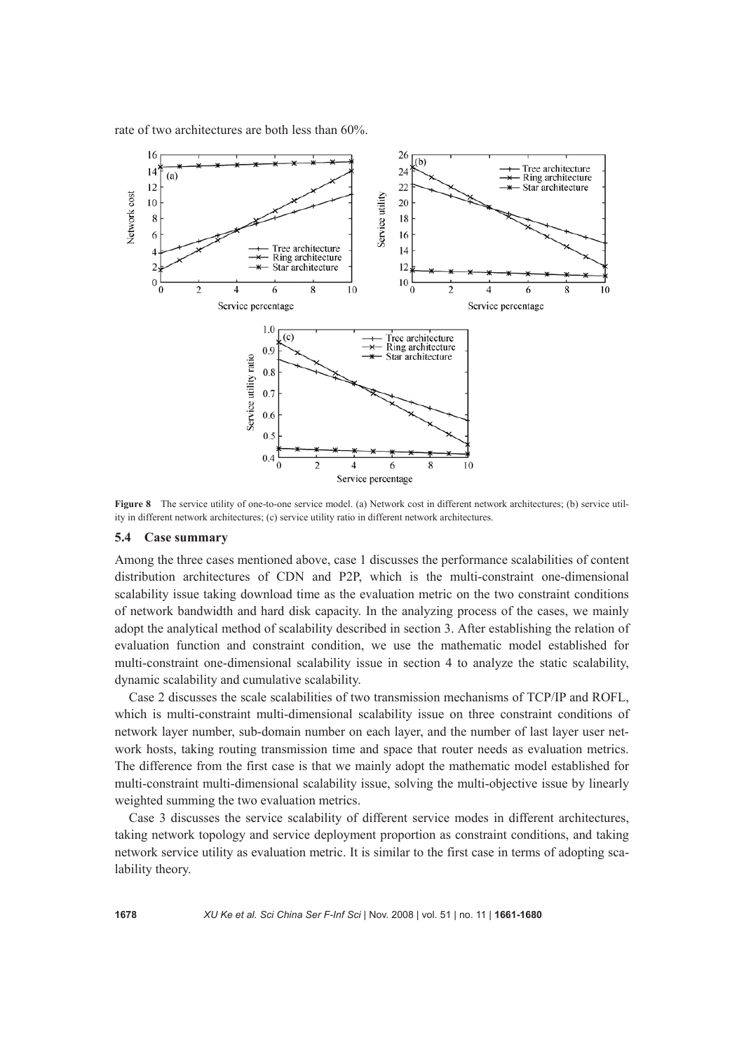rate of two architectures are both less than 60%.

**Figure 8** The service utility of one-to-one service model. (a) Network cost in different network architectures; (b) service utility in different network architectures; (c) service utility ratio in different network architectures.

### 5.4 Case summary

Among the three cases mentioned above, case 1 discusses the performance scalabilities of content distribution architectures of CDN and P2P, which is the multi-constraint one-dimensional scalability issue taking download time as the evaluation metric on the two constraint conditions of network bandwidth and hard disk capacity. In the analyzing process of the cases, we mainly adopt the analytical method of scalability described in section 3. After establishing the relation of evaluation function and constraint condition, we use the mathematic model established for multi-constraint one-dimensional scalability issue in section 4 to analyze the static scalability, dynamic scalability and cumulative scalability.

Case 2 discusses the scale scalabilities of two transmission mechanisms of TCP/IP and ROFL, which is multi-constraint multi-dimensional scalability issue on three constraint conditions of network layer number, sub-domain number on each layer, and the number of last layer user network hosts, taking routing transmission time and space that router needs as evaluation metrics. The difference from the first case is that we mainly adopt the mathematic model established for multi-constraint multi-dimensional scalability issue, solving the multi-objective issue by linearly weighted summing the two evaluation metrics.

Case 3 discusses the service scalability of different service modes in different architectures, taking network topology and service deployment proportion as constraint conditions, and taking network service utility as evaluation metric. It is similar to the first case in terms of adopting scalability theory.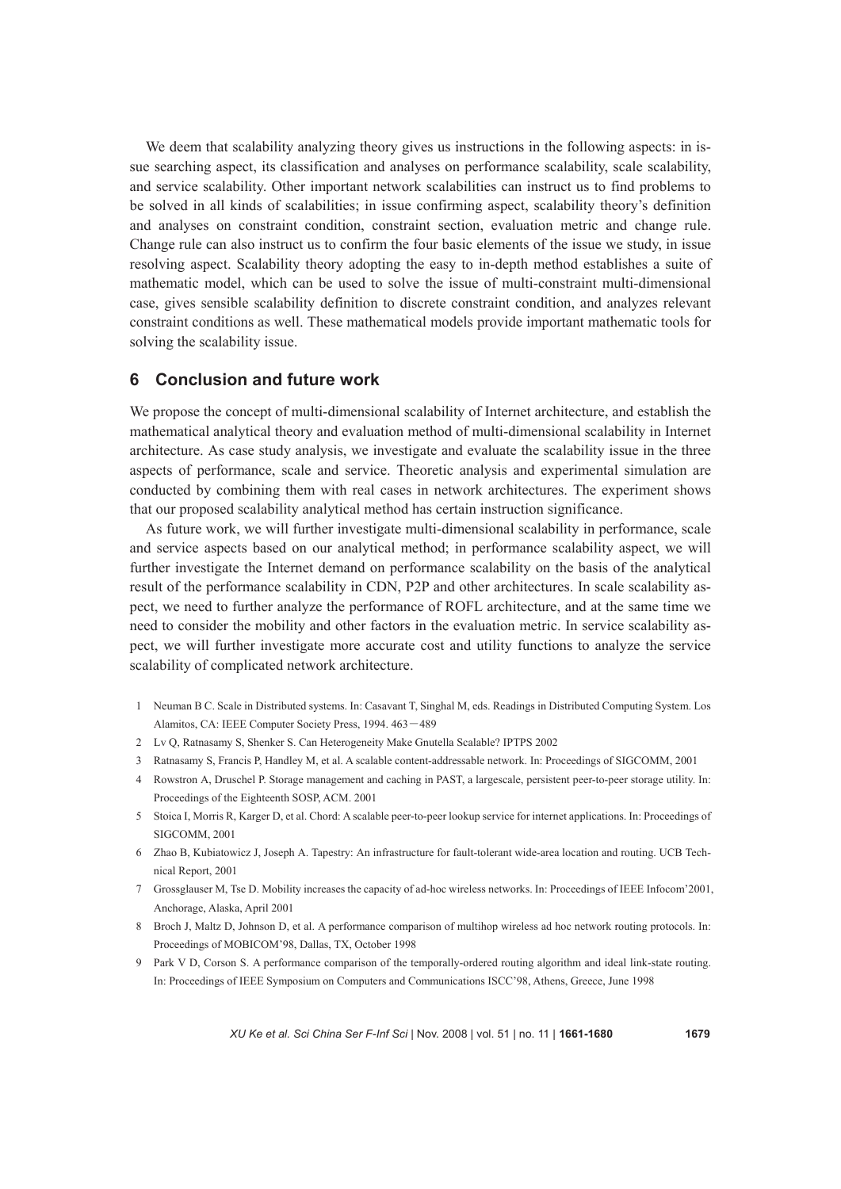We deem that scalability analyzing theory gives us instructions in the following aspects: in issue searching aspect, its classification and analyses on performance scalability, scale scalability, and service scalability. Other important network scalabilities can instruct us to find problems to be solved in all kinds of scalabilities; in issue confirming aspect, scalability theory's definition and analyses on constraint condition, constraint section, evaluation metric and change rule. Change rule can also instruct us to confirm the four basic elements of the issue we study, in issue resolving aspect. Scalability theory adopting the easy to in-depth method establishes a suite of mathematic model, which can be used to solve the issue of multi-constraint multi-dimensional case, gives sensible scalability definition to discrete constraint condition, and analyzes relevant constraint conditions as well. These mathematical models provide important mathematic tools for solving the scalability issue.

## 6 Conclusion and future work

We propose the concept of multi-dimensional scalability of Internet architecture, and establish the mathematical analytical theory and evaluation method of multi-dimensional scalability in Internet architecture. As case study analysis, we investigate and evaluate the scalability issue in the three aspects of performance, scale and service. Theoretic analysis and experimental simulation are conducted by combining them with real cases in network architectures. The experiment shows that our proposed scalability analytical method has certain instruction significance.

As future work, we will further investigate multi-dimensional scalability in performance, scale and service aspects based on our analytical method; in performance scalability aspect, we will further investigate the Internet demand on performance scalability on the basis of the analytical result of the performance scalability in CDN, P2P and other architectures. In scale scalability aspect, we need to further analyze the performance of ROFL architecture, and at the same time we need to consider the mobility and other factors in the evaluation metric. In service scalability aspect, we will further investigate more accurate cost and utility functions to analyze the service scalability of complicated network architecture.

1. Neuman B C. Scale in Distributed systems. In: Casavant T, Singhal M, eds. Readings in Distributed Computing System. Los Alamitos, CA: IEEE Computer Society Press, 1994. 463－489
2. Lv Q, Ratnasamy S, Shenker S. Can Heterogeneity Make Gnutella Scalable? IPTPS 2002
3. Ratnasamy S, Francis P, Handley M, et al. A scalable content-addressable network. In: Proceedings of SIGCOMM, 2001
4. Rowstron A, Druschel P. Storage management and caching in PAST, a largescale, persistent peer-to-peer storage utility. In: Proceedings of the Eighteenth SOSP, ACM. 2001
5. Stoica I, Morris R, Karger D, et al. Chord: A scalable peer-to-peer lookup service for internet applications. In: Proceedings of SIGCOMM, 2001
6. Zhao B, Kubiatowicz J, Joseph A. Tapestry: An infrastructure for fault-tolerant wide-area location and routing. UCB Technical Report, 2001
7. Grossglauser M, Tse D. Mobility increases the capacity of ad-hoc wireless networks. In: Proceedings of IEEE Infocom'2001, Anchorage, Alaska, April 2001
8. Broch J, Maltz D, Johnson D, et al. A performance comparison of multihop wireless ad hoc network routing protocols. In: Proceedings of MOBICOM'98, Dallas, TX, October 1998
9. Park V D, Corson S. A performance comparison of the temporally-ordered routing algorithm and ideal link-state routing. In: Proceedings of IEEE Symposium on Computers and Communications ISCC'98, Athens, Greece, June 1998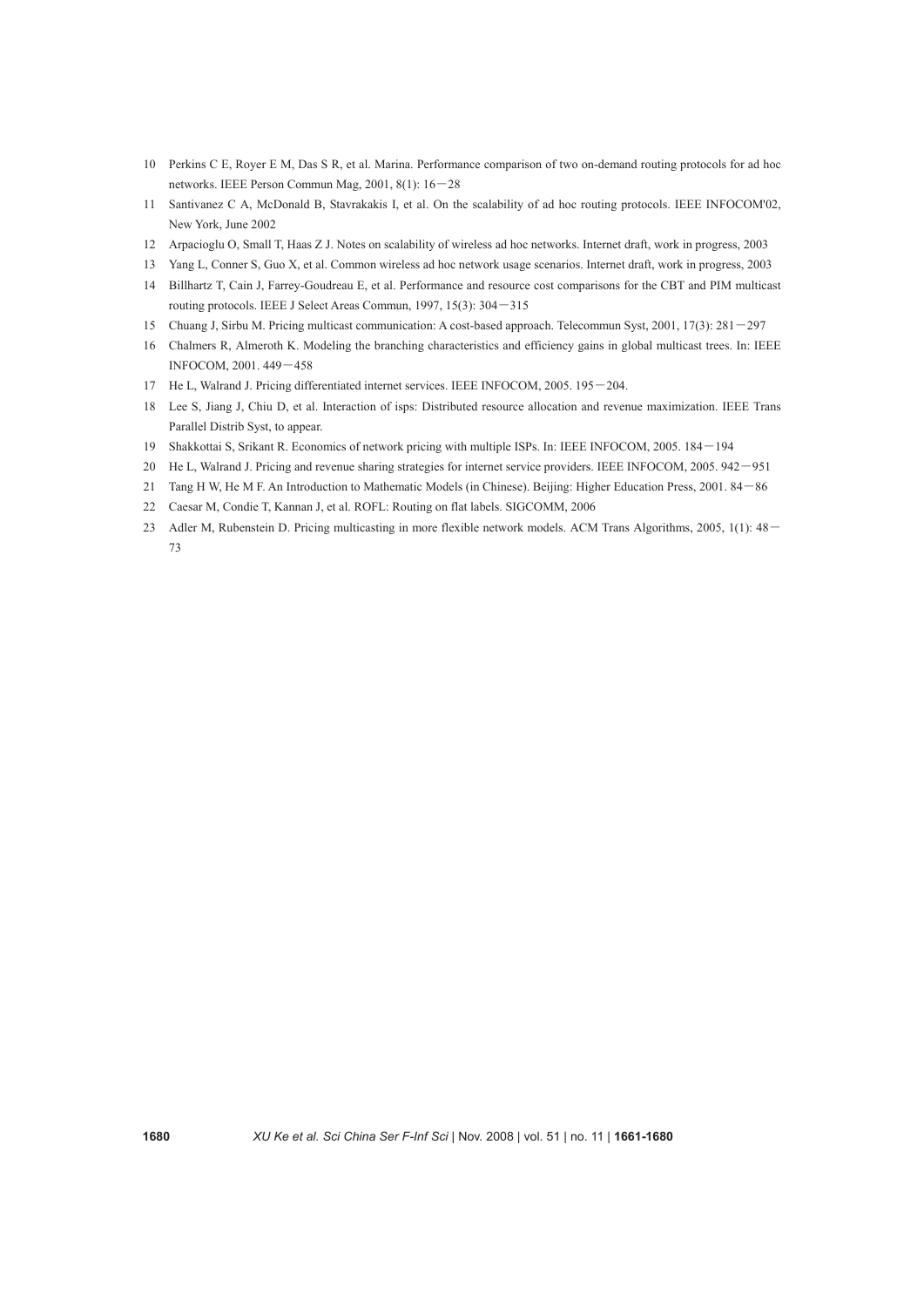10 Perkins C E, Royer E M, Das S R, et al. Marina. Performance comparison of two on-demand routing protocols for ad hoc networks. IEEE Person Commun Mag, 2001, 8(1): 16－28

11 Santivanez C A, McDonald B, Stavrakakis I, et al. On the scalability of ad hoc routing protocols. IEEE INFOCOM'02, New York, June 2002

12 Arpacioglu O, Small T, Haas Z J. Notes on scalability of wireless ad hoc networks. Internet draft, work in progress, 2003

13 Yang L, Conner S, Guo X, et al. Common wireless ad hoc network usage scenarios. Internet draft, work in progress, 2003

14 Billhartz T, Cain J, Farrey-Goudreau E, et al. Performance and resource cost comparisons for the CBT and PIM multicast routing protocols. IEEE J Select Areas Commun, 1997, 15(3): 304－315

15 Chuang J, Sirbu M. Pricing multicast communication: A cost-based approach. Telecommun Syst, 2001, 17(3): 281－297

16 Chalmers R, Almeroth K. Modeling the branching characteristics and efficiency gains in global multicast trees. In: IEEE INFOCOM, 2001. 449－458

17 He L, Walrand J. Pricing differentiated internet services. IEEE INFOCOM, 2005. 195－204.

18 Lee S, Jiang J, Chiu D, et al. Interaction of isps: Distributed resource allocation and revenue maximization. IEEE Trans Parallel Distrib Syst, to appear.

19 Shakkottai S, Srikant R. Economics of network pricing with multiple ISPs. In: IEEE INFOCOM, 2005. 184－194

20 He L, Walrand J. Pricing and revenue sharing strategies for internet service providers. IEEE INFOCOM, 2005. 942－951

21 Tang H W, He M F. An Introduction to Mathematic Models (in Chinese). Beijing: Higher Education Press, 2001. 84－86

22 Caesar M, Condie T, Kannan J, et al. ROFL: Routing on flat labels. SIGCOMM, 2006

23 Adler M, Rubenstein D. Pricing multicasting in more flexible network models. ACM Trans Algorithms, 2005, 1(1): 48－73